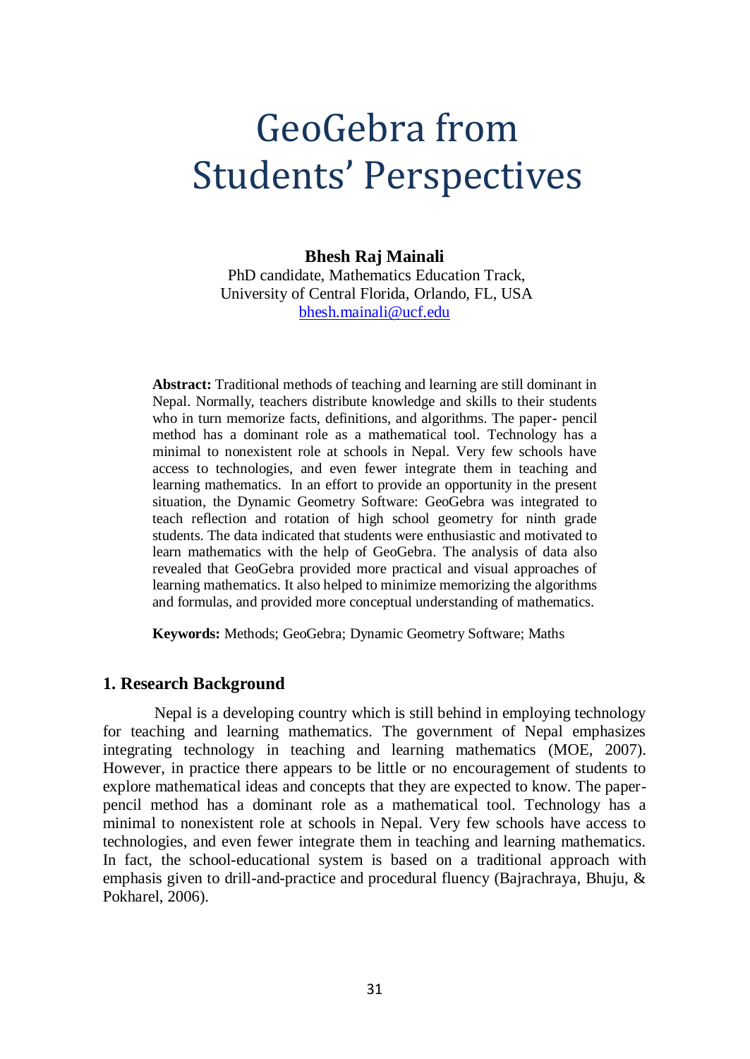# GeoGebra from Students' Perspectives

**Bhesh Raj Mainali**

PhD candidate, Mathematics Education Track,
University of Central Florida, Orlando, FL, USA
bhesh.mainali@ucf.edu

**Abstract:** Traditional methods of teaching and learning are still dominant in Nepal. Normally, teachers distribute knowledge and skills to their students who in turn memorize facts, definitions, and algorithms. The paper- pencil method has a dominant role as a mathematical tool. Technology has a minimal to nonexistent role at schools in Nepal. Very few schools have access to technologies, and even fewer integrate them in teaching and learning mathematics. In an effort to provide an opportunity in the present situation, the Dynamic Geometry Software: GeoGebra was integrated to teach reflection and rotation of high school geometry for ninth grade students. The data indicated that students were enthusiastic and motivated to learn mathematics with the help of GeoGebra. The analysis of data also revealed that GeoGebra provided more practical and visual approaches of learning mathematics. It also helped to minimize memorizing the algorithms and formulas, and provided more conceptual understanding of mathematics.

**Keywords:** Methods; GeoGebra; Dynamic Geometry Software; Maths

## 1. Research Background

Nepal is a developing country which is still behind in employing technology for teaching and learning mathematics. The government of Nepal emphasizes integrating technology in teaching and learning mathematics (MOE, 2007). However, in practice there appears to be little or no encouragement of students to explore mathematical ideas and concepts that they are expected to know. The paper-pencil method has a dominant role as a mathematical tool. Technology has a minimal to nonexistent role at schools in Nepal. Very few schools have access to technologies, and even fewer integrate them in teaching and learning mathematics. In fact, the school-educational system is based on a traditional approach with emphasis given to drill-and-practice and procedural fluency (Bajrachraya, Bhuju, & Pokharel, 2006).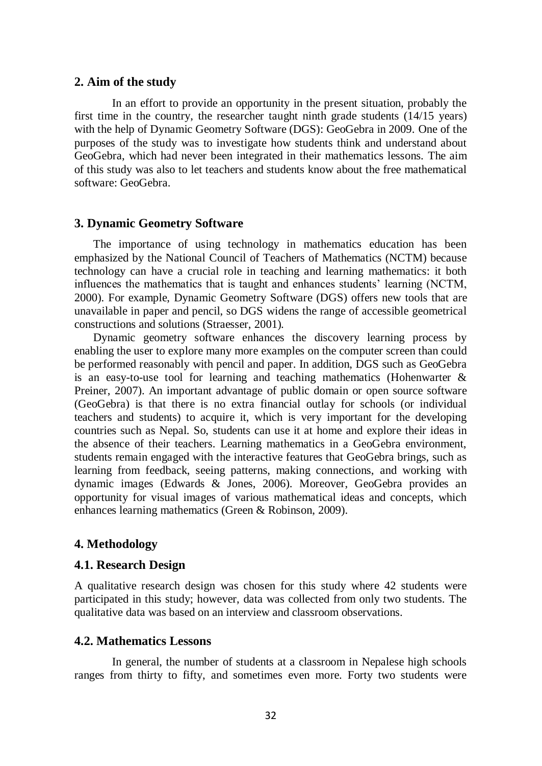## 2. Aim of the study

In an effort to provide an opportunity in the present situation, probably the first time in the country, the researcher taught ninth grade students (14/15 years) with the help of Dynamic Geometry Software (DGS): GeoGebra in 2009. One of the purposes of the study was to investigate how students think and understand about GeoGebra, which had never been integrated in their mathematics lessons. The aim of this study was also to let teachers and students know about the free mathematical software: GeoGebra.

## 3. Dynamic Geometry Software

The importance of using technology in mathematics education has been emphasized by the National Council of Teachers of Mathematics (NCTM) because technology can have a crucial role in teaching and learning mathematics: it both influences the mathematics that is taught and enhances students' learning (NCTM, 2000). For example, Dynamic Geometry Software (DGS) offers new tools that are unavailable in paper and pencil, so DGS widens the range of accessible geometrical constructions and solutions (Straesser, 2001).

Dynamic geometry software enhances the discovery learning process by enabling the user to explore many more examples on the computer screen than could be performed reasonably with pencil and paper. In addition, DGS such as GeoGebra is an easy-to-use tool for learning and teaching mathematics (Hohenwarter & Preiner, 2007). An important advantage of public domain or open source software (GeoGebra) is that there is no extra financial outlay for schools (or individual teachers and students) to acquire it, which is very important for the developing countries such as Nepal. So, students can use it at home and explore their ideas in the absence of their teachers. Learning mathematics in a GeoGebra environment, students remain engaged with the interactive features that GeoGebra brings, such as learning from feedback, seeing patterns, making connections, and working with dynamic images (Edwards & Jones, 2006). Moreover, GeoGebra provides an opportunity for visual images of various mathematical ideas and concepts, which enhances learning mathematics (Green & Robinson, 2009).

## 4. Methodology

### 4.1. Research Design

A qualitative research design was chosen for this study where 42 students were participated in this study; however, data was collected from only two students. The qualitative data was based on an interview and classroom observations.

### 4.2. Mathematics Lessons

In general, the number of students at a classroom in Nepalese high schools ranges from thirty to fifty, and sometimes even more. Forty two students were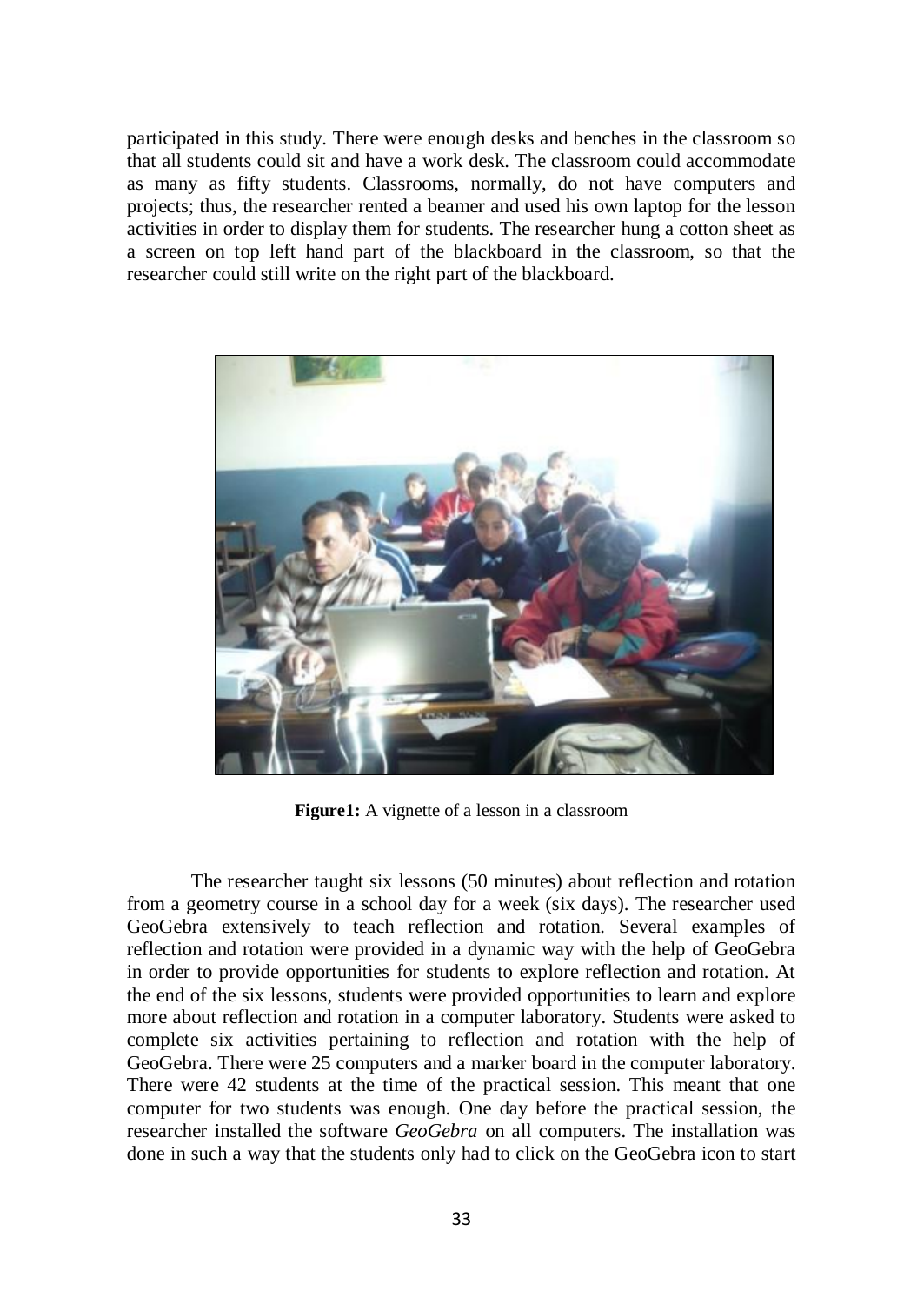participated in this study. There were enough desks and benches in the classroom so that all students could sit and have a work desk. The classroom could accommodate as many as fifty students. Classrooms, normally, do not have computers and projects; thus, the researcher rented a beamer and used his own laptop for the lesson activities in order to display them for students. The researcher hung a cotton sheet as a screen on top left hand part of the blackboard in the classroom, so that the researcher could still write on the right part of the blackboard.

**Figure1:** A vignette of a lesson in a classroom

The researcher taught six lessons (50 minutes) about reflection and rotation from a geometry course in a school day for a week (six days). The researcher used GeoGebra extensively to teach reflection and rotation. Several examples of reflection and rotation were provided in a dynamic way with the help of GeoGebra in order to provide opportunities for students to explore reflection and rotation. At the end of the six lessons, students were provided opportunities to learn and explore more about reflection and rotation in a computer laboratory. Students were asked to complete six activities pertaining to reflection and rotation with the help of GeoGebra. There were 25 computers and a marker board in the computer laboratory. There were 42 students at the time of the practical session. This meant that one computer for two students was enough. One day before the practical session, the researcher installed the software *GeoGebra* on all computers. The installation was done in such a way that the students only had to click on the GeoGebra icon to start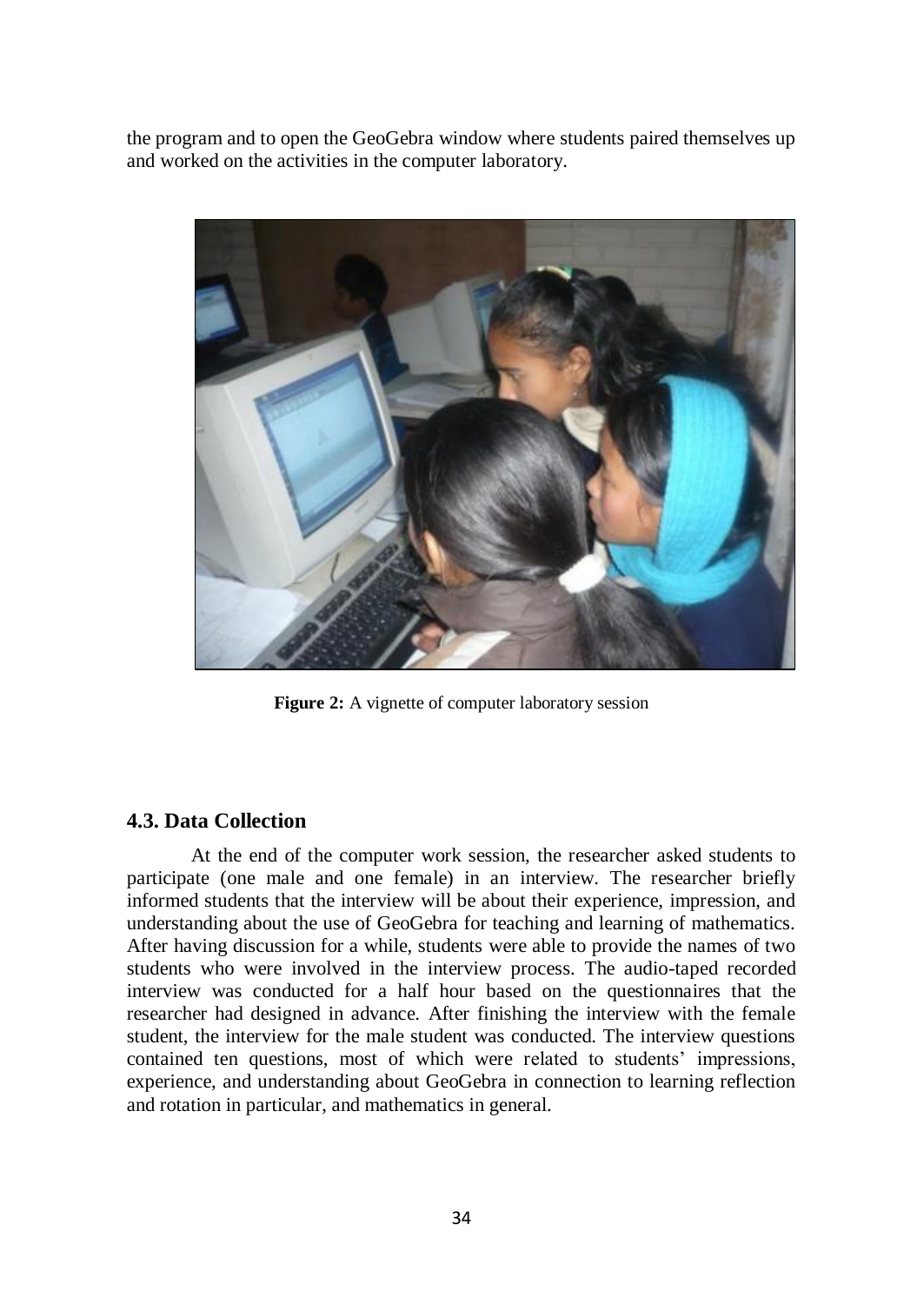the program and to open the GeoGebra window where students paired themselves up and worked on the activities in the computer laboratory.

**Figure 2:** A vignette of computer laboratory session

### 4.3. Data Collection

At the end of the computer work session, the researcher asked students to participate (one male and one female) in an interview. The researcher briefly informed students that the interview will be about their experience, impression, and understanding about the use of GeoGebra for teaching and learning of mathematics. After having discussion for a while, students were able to provide the names of two students who were involved in the interview process. The audio-taped recorded interview was conducted for a half hour based on the questionnaires that the researcher had designed in advance. After finishing the interview with the female student, the interview for the male student was conducted. The interview questions contained ten questions, most of which were related to students' impressions, experience, and understanding about GeoGebra in connection to learning reflection and rotation in particular, and mathematics in general.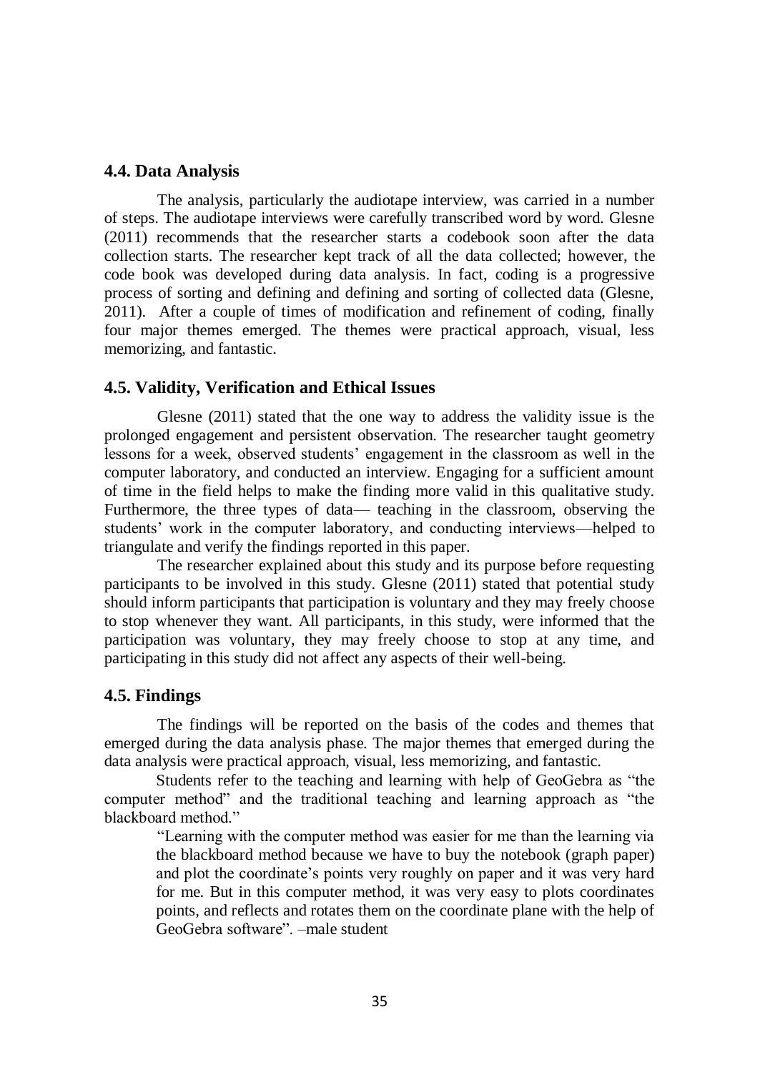## 4.4. Data Analysis

The analysis, particularly the audiotape interview, was carried in a number of steps. The audiotape interviews were carefully transcribed word by word. Glesne (2011) recommends that the researcher starts a codebook soon after the data collection starts. The researcher kept track of all the data collected; however, the code book was developed during data analysis. In fact, coding is a progressive process of sorting and defining and defining and sorting of collected data (Glesne, 2011). After a couple of times of modification and refinement of coding, finally four major themes emerged. The themes were practical approach, visual, less memorizing, and fantastic.

## 4.5. Validity, Verification and Ethical Issues

Glesne (2011) stated that the one way to address the validity issue is the prolonged engagement and persistent observation. The researcher taught geometry lessons for a week, observed students' engagement in the classroom as well in the computer laboratory, and conducted an interview. Engaging for a sufficient amount of time in the field helps to make the finding more valid in this qualitative study. Furthermore, the three types of data— teaching in the classroom, observing the students' work in the computer laboratory, and conducting interviews—helped to triangulate and verify the findings reported in this paper.

The researcher explained about this study and its purpose before requesting participants to be involved in this study. Glesne (2011) stated that potential study should inform participants that participation is voluntary and they may freely choose to stop whenever they want. All participants, in this study, were informed that the participation was voluntary, they may freely choose to stop at any time, and participating in this study did not affect any aspects of their well-being.

## 4.5. Findings

The findings will be reported on the basis of the codes and themes that emerged during the data analysis phase. The major themes that emerged during the data analysis were practical approach, visual, less memorizing, and fantastic.

Students refer to the teaching and learning with help of GeoGebra as "the computer method" and the traditional teaching and learning approach as "the blackboard method."

> "Learning with the computer method was easier for me than the learning via the blackboard method because we have to buy the notebook (graph paper) and plot the coordinate's points very roughly on paper and it was very hard for me. But in this computer method, it was very easy to plots coordinates points, and reflects and rotates them on the coordinate plane with the help of GeoGebra software". –male student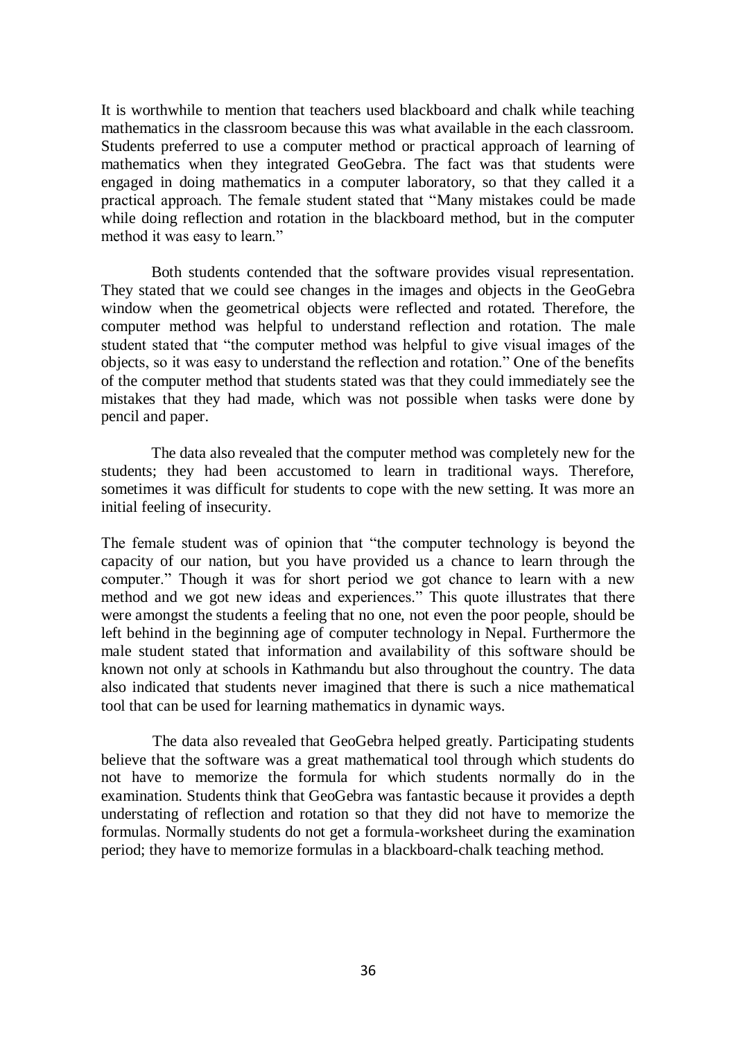It is worthwhile to mention that teachers used blackboard and chalk while teaching mathematics in the classroom because this was what available in the each classroom. Students preferred to use a computer method or practical approach of learning of mathematics when they integrated GeoGebra. The fact was that students were engaged in doing mathematics in a computer laboratory, so that they called it a practical approach. The female student stated that "Many mistakes could be made while doing reflection and rotation in the blackboard method, but in the computer method it was easy to learn."

Both students contended that the software provides visual representation. They stated that we could see changes in the images and objects in the GeoGebra window when the geometrical objects were reflected and rotated. Therefore, the computer method was helpful to understand reflection and rotation. The male student stated that "the computer method was helpful to give visual images of the objects, so it was easy to understand the reflection and rotation." One of the benefits of the computer method that students stated was that they could immediately see the mistakes that they had made, which was not possible when tasks were done by pencil and paper.

The data also revealed that the computer method was completely new for the students; they had been accustomed to learn in traditional ways. Therefore, sometimes it was difficult for students to cope with the new setting. It was more an initial feeling of insecurity.

The female student was of opinion that "the computer technology is beyond the capacity of our nation, but you have provided us a chance to learn through the computer." Though it was for short period we got chance to learn with a new method and we got new ideas and experiences." This quote illustrates that there were amongst the students a feeling that no one, not even the poor people, should be left behind in the beginning age of computer technology in Nepal. Furthermore the male student stated that information and availability of this software should be known not only at schools in Kathmandu but also throughout the country. The data also indicated that students never imagined that there is such a nice mathematical tool that can be used for learning mathematics in dynamic ways.

The data also revealed that GeoGebra helped greatly. Participating students believe that the software was a great mathematical tool through which students do not have to memorize the formula for which students normally do in the examination. Students think that GeoGebra was fantastic because it provides a depth understating of reflection and rotation so that they did not have to memorize the formulas. Normally students do not get a formula-worksheet during the examination period; they have to memorize formulas in a blackboard-chalk teaching method.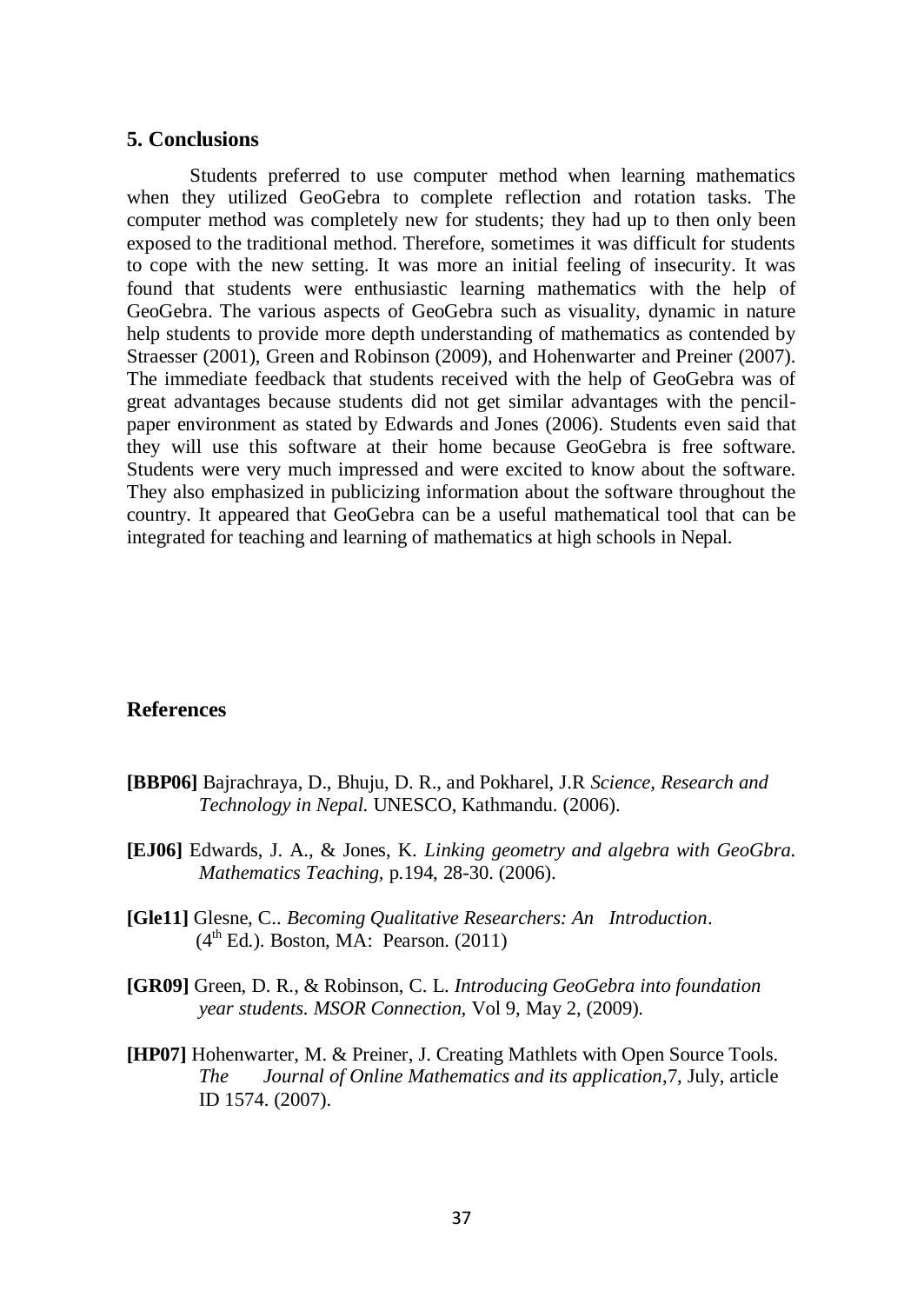## 5. Conclusions

Students preferred to use computer method when learning mathematics when they utilized GeoGebra to complete reflection and rotation tasks. The computer method was completely new for students; they had up to then only been exposed to the traditional method. Therefore, sometimes it was difficult for students to cope with the new setting. It was more an initial feeling of insecurity. It was found that students were enthusiastic learning mathematics with the help of GeoGebra. The various aspects of GeoGebra such as visuality, dynamic in nature help students to provide more depth understanding of mathematics as contended by Straesser (2001), Green and Robinson (2009), and Hohenwarter and Preiner (2007). The immediate feedback that students received with the help of GeoGebra was of great advantages because students did not get similar advantages with the pencil-paper environment as stated by Edwards and Jones (2006). Students even said that they will use this software at their home because GeoGebra is free software. Students were very much impressed and were excited to know about the software. They also emphasized in publicizing information about the software throughout the country. It appeared that GeoGebra can be a useful mathematical tool that can be integrated for teaching and learning of mathematics at high schools in Nepal.

## References

**[BBP06]** Bajrachraya, D., Bhuju, D. R., and Pokharel, J.R *Science, Research and Technology in Nepal.* UNESCO, Kathmandu. (2006).

**[EJ06]** Edwards, J. A., & Jones, K. *Linking geometry and algebra with GeoGbra. Mathematics Teaching,* p.194, 28-30. (2006).

**[Gle11]** Glesne, C.. *Becoming Qualitative Researchers: An Introduction*. (4th Ed.). Boston, MA: Pearson. (2011)

**[GR09]** Green, D. R., & Robinson, C. L. *Introducing GeoGebra into foundation year students. MSOR Connection,* Vol 9, May 2, (2009).

**[HP07]** Hohenwarter, M. & Preiner, J. Creating Mathlets with Open Source Tools. *The Journal of Online Mathematics and its application*,7, July, article ID 1574. (2007).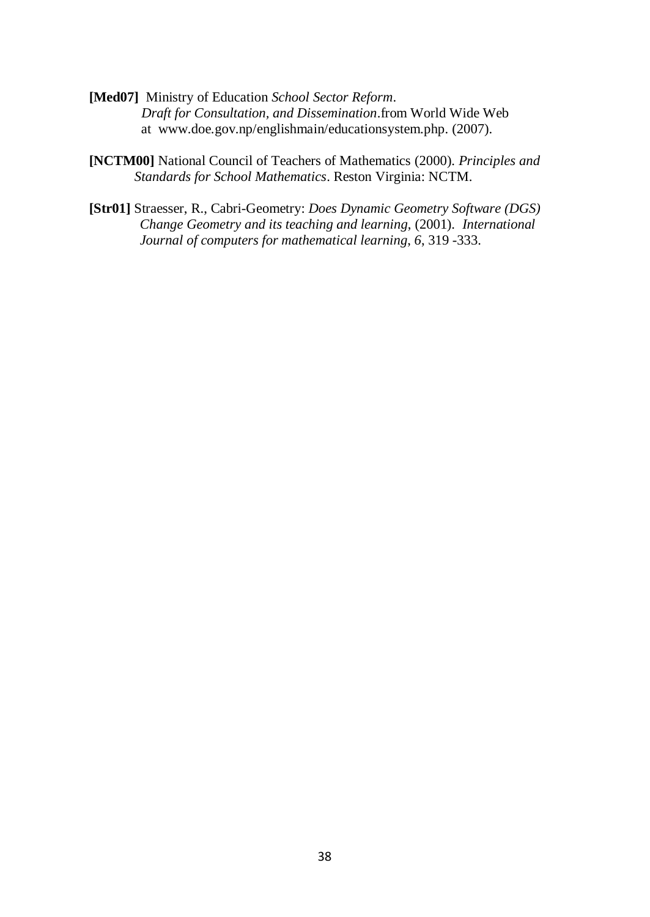**[Med07]** Ministry of Education *School Sector Reform*. *Draft for Consultation, and Dissemination*.from World Wide Web at www.doe.gov.np/englishmain/educationsystem.php. (2007).

**[NCTM00]** National Council of Teachers of Mathematics (2000). *Principles and Standards for School Mathematics*. Reston Virginia: NCTM.

**[Str01]** Straesser, R., Cabri-Geometry: *Does Dynamic Geometry Software (DGS) Change Geometry and its teaching and learning*, (2001). *International Journal of computers for mathematical learning*, *6*, 319 -333.